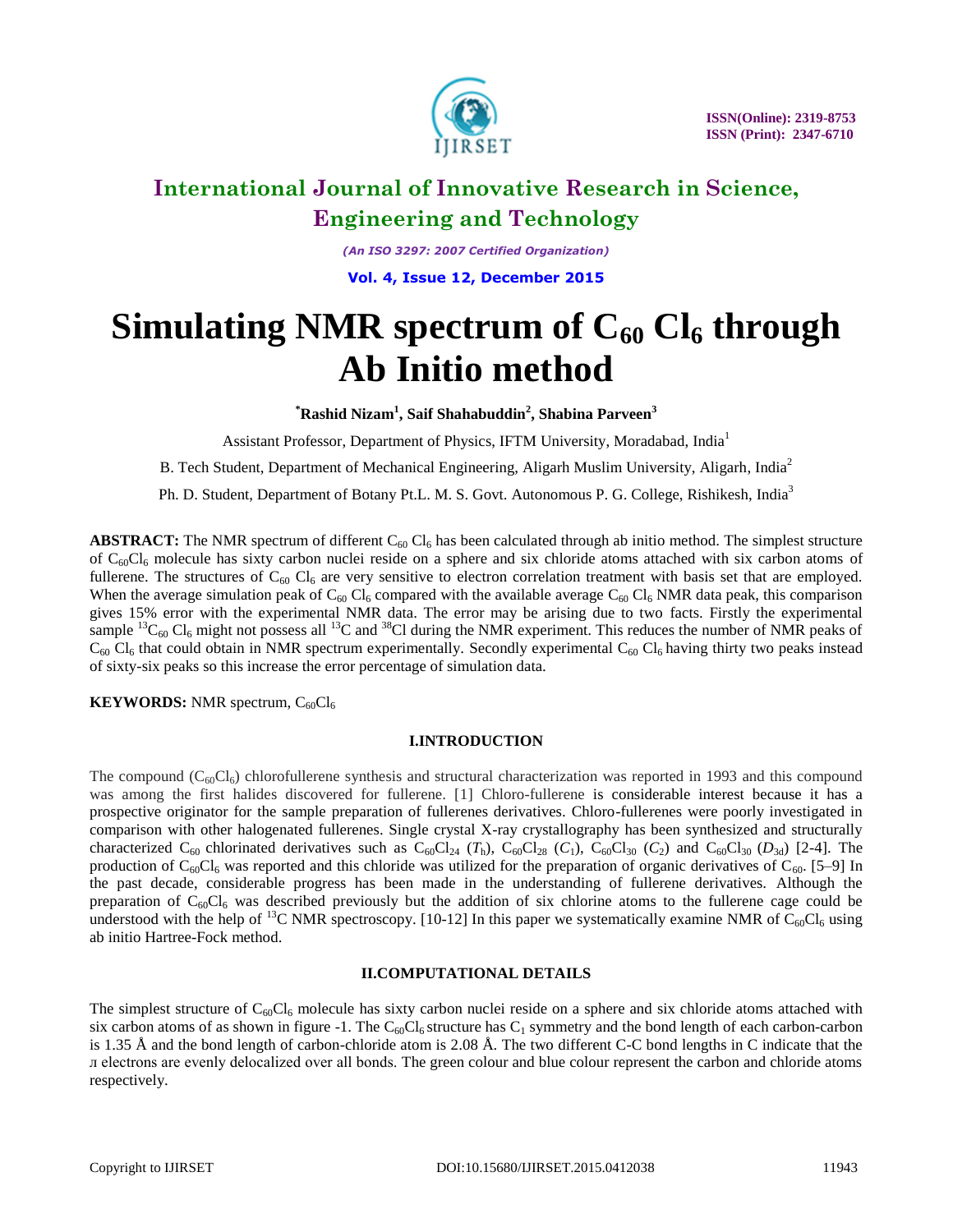# International Journal of Innovative Research in Science, Engineering and Technology

*(An ISO 3297: 2007 Certified Organization)*

**Vol. 4, Issue 12, December 2015**

# Simulating NMR spectrum of $C_{60}$ $Cl_6$ through Ab Initio method

**\*Rashid Nizam[1], Saif Shahabuddin[2], Shabina Parveen[3]**

Assistant Professor, Department of Physics, IFTM University, Moradabad, India[1]

B. Tech Student, Department of Mechanical Engineering, Aligarh Muslim University, Aligarh, India[2]

Ph. D. Student, Department of Botany Pt.L. M. S. Govt. Autonomous P. G. College, Rishikesh, India[3]

**ABSTRACT:** The NMR spectrum of different $C_{60}$ $Cl_6$ has been calculated through ab initio method. The simplest structure of $C_{60}Cl_6$ molecule has sixty carbon nuclei reside on a sphere and six chloride atoms attached with six carbon atoms of fullerene. The structures of $C_{60}$ $Cl_6$ are very sensitive to electron correlation treatment with basis set that are employed. When the average simulation peak of $C_{60}$ $Cl_6$ compared with the available average $C_{60}$ $Cl_6$ NMR data peak, this comparison gives 15% error with the experimental NMR data. The error may be arising due to two facts. Firstly the experimental sample $^{13}C_{60}$ $Cl_6$ might not possess all $^{13}C$ and $^{38}Cl$ during the NMR experiment. This reduces the number of NMR peaks of $C_{60}$ $Cl_6$ that could obtain in NMR spectrum experimentally. Secondly experimental $C_{60}$ $Cl_6$ having thirty two peaks instead of sixty-six peaks so this increase the error percentage of simulation data.

**KEYWORDS:** NMR spectrum, $C_{60}Cl_6$

## I.INTRODUCTION

The compound ($C_{60}Cl_6$) chlorofullerene synthesis and structural characterization was reported in 1993 and this compound was among the first halides discovered for fullerene. [1] Chloro-fullerene is considerable interest because it has a prospective originator for the sample preparation of fullerenes derivatives. Chloro-fullerenes were poorly investigated in comparison with other halogenated fullerenes. Single crystal X-ray crystallography has been synthesized and structurally characterized $C_{60}$ chlorinated derivatives such as $C_{60}Cl_{24}$ ($T_h$), $C_{60}Cl_{28}$ ($C_1$), $C_{60}Cl_{30}$ ($C_2$) and $C_{60}Cl_{30}$ ($D_{3d}$) [2-4]. The production of $C_{60}Cl_6$ was reported and this chloride was utilized for the preparation of organic derivatives of $C_{60}$. [5–9] In the past decade, considerable progress has been made in the understanding of fullerene derivatives. Although the preparation of $C_{60}Cl_6$ was described previously but the addition of six chlorine atoms to the fullerene cage could be understood with the help of $^{13}C$ NMR spectroscopy. [10-12] In this paper we systematically examine NMR of $C_{60}Cl_6$ using ab initio Hartree-Fock method.

## II.COMPUTATIONAL DETAILS

The simplest structure of $C_{60}Cl_6$ molecule has sixty carbon nuclei reside on a sphere and six chloride atoms attached with six carbon atoms of as shown in figure -1. The $C_{60}Cl_6$ structure has $C_1$ symmetry and the bond length of each carbon-carbon is 1.35 Å and the bond length of carbon-chloride atom is 2.08 Å. The two different C-C bond lengths in C indicate that the л electrons are evenly delocalized over all bonds. The green colour and blue colour represent the carbon and chloride atoms respectively.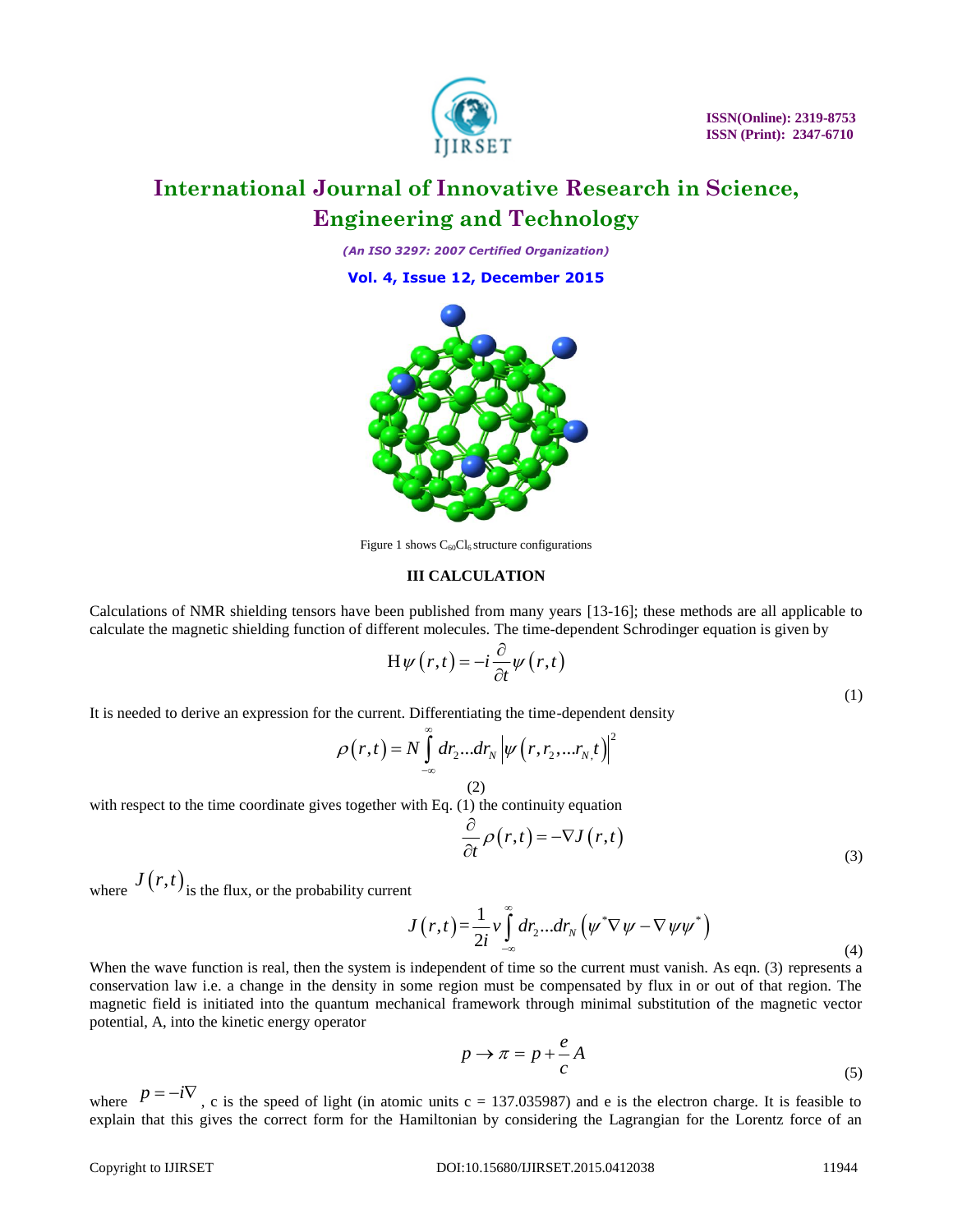Figure 1 shows $C_{60}Cl_6$ structure configurations

### III CALCULATION

Calculations of NMR shielding tensors have been published from many years [13-16]; these methods are all applicable to calculate the magnetic shielding function of different molecules. The time-dependent Schrodinger equation is given by

$$\mathrm{H}\psi(r,t) = -i\frac{\partial}{\partial t}\psi(r,t) \tag{1}$$

It is needed to derive an expression for the current. Differentiating the time-dependent density

$$\rho(r,t) = N\int_{-\infty}^{\infty} dr_2 ... dr_N \left|\psi(r, r_2, ... r_{N,} t)\right|^2 \tag{2}$$

with respect to the time coordinate gives together with Eq. (1) the continuity equation

$$\frac{\partial}{\partial t}\rho(r,t) = -\nabla J(r,t) \tag{3}$$

where $J(r,t)$ is the flux, or the probability current

$$J(r,t) = \frac{1}{2i}v\int_{-\infty}^{\infty} dr_2 ... dr_N \left(\psi^*\nabla\psi - \nabla\psi\psi^*\right) \tag{4}$$

When the wave function is real, then the system is independent of time so the current must vanish. As eqn. (3) represents a conservation law i.e. a change in the density in some region must be compensated by flux in or out of that region. The magnetic field is initiated into the quantum mechanical framework through minimal substitution of the magnetic vector potential, A, into the kinetic energy operator

$$p \rightarrow \pi = p + \frac{e}{c}A \tag{5}$$

where $p = -i\nabla$ , c is the speed of light (in atomic units c = 137.035987) and e is the electron charge. It is feasible to explain that this gives the correct form for the Hamiltonian by considering the Lagrangian for the Lorentz force of an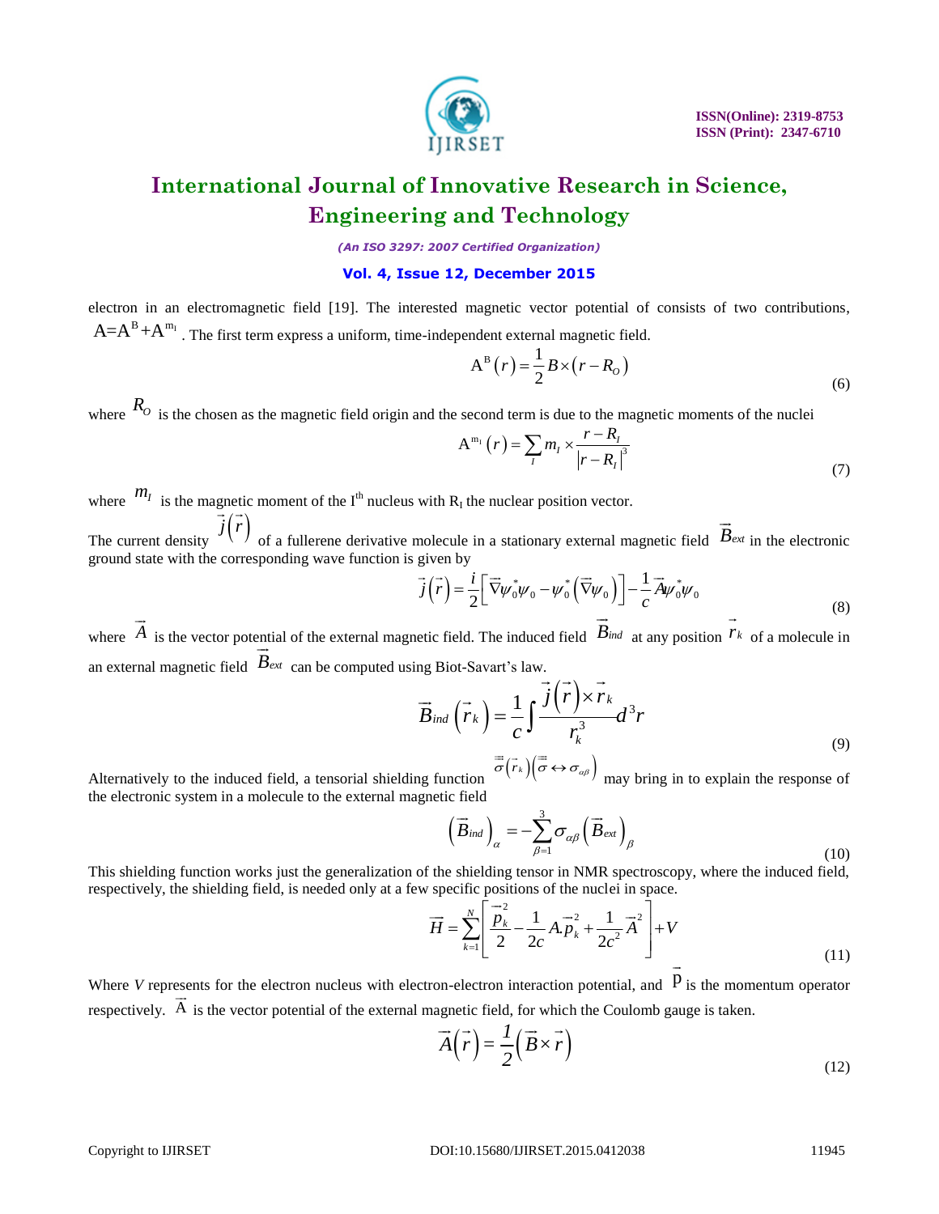electron in an electromagnetic field [19]. The interested magnetic vector potential of consists of two contributions, $A = A^{B} + A^{m_I}$. The first term express a uniform, time-independent external magnetic field.

$$A^{B}(r) = \frac{1}{2} B \times (r - R_O) \tag{6}$$

where $R_O$ is the chosen as the magnetic field origin and the second term is due to the magnetic moments of the nuclei

$$A^{m_I}(r) = \sum_I m_I \times \frac{r - R_I}{|r - R_I|^3} \tag{7}$$

where $m_I$ is the magnetic moment of the I$^{th}$ nucleus with $R_I$ the nuclear position vector.

The current density $\vec{j}(\vec{r})$ of a fullerene derivative molecule in a stationary external magnetic field $\vec{B}_{ext}$ in the electronic ground state with the corresponding wave function is given by

$$\vec{j}(\vec{r}) = \frac{i}{2}\left[\vec{\nabla}\psi_0^* \psi_0 - \psi_0^* \left(\vec{\nabla}\psi_0\right)\right] - \frac{1}{c}\vec{A}\psi_0^*\psi_0 \tag{8}$$

where $\vec{A}$ is the vector potential of the external magnetic field. The induced field $\vec{B}_{ind}$ at any position $\vec{r}_k$ of a molecule in an external magnetic field $\vec{B}_{ext}$ can be computed using Biot-Savart's law.

$$\vec{B}_{ind}\left(\vec{r}_k\right) = \frac{1}{c}\int \frac{\vec{j}(\vec{r}) \times \vec{r}_k}{r_k^3} d^3 r \tag{9}$$

Alternatively to the induced field, a tensorial shielding function $\overline{\overline{\sigma}}(\vec{r}_k)\left(\overline{\overline{\sigma}} \leftrightarrow \sigma_{\alpha\beta}\right)$ may bring in to explain the response of the electronic system in a molecule to the external magnetic field

$$\left(\vec{B}_{ind}\right)_\alpha = -\sum_{\beta=1}^{3} \sigma_{\alpha\beta}\left(\vec{B}_{ext}\right)_\beta \tag{10}$$

This shielding function works just the generalization of the shielding tensor in NMR spectroscopy, where the induced field, respectively, the shielding field, is needed only at a few specific positions of the nuclei in space.

$$\vec{H} = \sum_{k=1}^{N}\left[\frac{\vec{p}_k^{\,2}}{2} - \frac{1}{2c} A.\vec{p}_k^{\,2} + \frac{1}{2c^2}\vec{A}^2\right] + V \tag{11}$$

Where $V$ represents for the electron nucleus with electron-electron interaction potential, and $\vec{p}$ is the momentum operator respectively. $\vec{A}$ is the vector potential of the external magnetic field, for which the Coulomb gauge is taken.

$$\vec{A}(\vec{r}) = \frac{1}{2}\left(\vec{B} \times \vec{r}\right) \tag{12}$$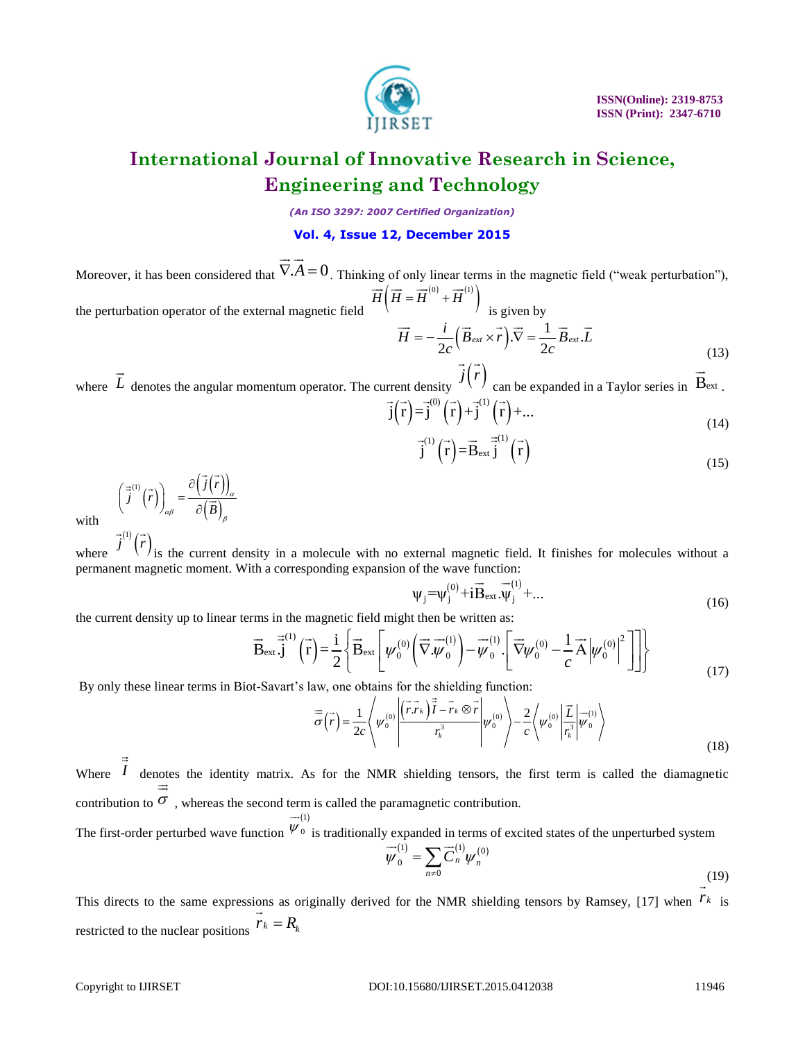Moreover, it has been considered that $\vec{\nabla}.\vec{A}=0$. Thinking of only linear terms in the magnetic field ("weak perturbation"), the perturbation operator of the external magnetic field $\vec{H}\left(\vec{H}=\vec{H}^{(0)}+\vec{H}^{(1)}\right)$ is given by

$$\vec{H}=-\frac{i}{2c}\left(\vec{B}_{ext}\times\vec{r}\right).\vec{\nabla}=\frac{1}{2c}\vec{B}_{ext}.\vec{L} \tag{13}$$

where $\vec{L}$ denotes the angular momentum operator. The current density $\vec{j}\left(\vec{r}\right)$ can be expanded in a Taylor series in $\vec{B}_{ext}$.

$$\vec{j}\left(\vec{r}\right)=\vec{j}^{(0)}\left(\vec{r}\right)+\vec{j}^{(1)}\left(\vec{r}\right)+... \tag{14}$$

$$\vec{j}^{(1)}\left(\vec{r}\right)=\vec{B}_{ext}\vec{\vec{j}}^{(1)}\left(\vec{r}\right) \tag{15}$$

with $\left(\vec{\vec{j}}^{(1)}\left(\vec{r}\right)\right)_{\alpha\beta}=\frac{\partial\left(\vec{j}\left(\vec{r}\right)\right)_{\alpha}}{\partial\left(\vec{B}\right)_{\beta}}$

where $\vec{j}^{(1)}\left(\vec{r}\right)$ is the current density in a molecule with no external magnetic field. It finishes for molecules without a permanent magnetic moment. With a corresponding expansion of the wave function:

$$\psi_j=\psi_j^{(0)}+i\vec{B}_{ext}.\vec{\psi}_j^{(1)}+... \tag{16}$$

the current density up to linear terms in the magnetic field might then be written as:

$$\vec{B}_{ext}.\vec{\vec{j}}^{(1)}\left(\vec{r}\right)=\frac{i}{2}\left\{\vec{B}_{ext}\left[\psi_0^{(0)}\left(\vec{\vec{\nabla}}.\vec{\psi}_0^{(1)}\right)-\vec{\psi}_0^{(1)}.\left[\vec{\vec{\nabla}}\psi_0^{(0)}-\frac{1}{c}\vec{A}\left|\psi_0^{(0)}\right|^2\right]\right]\right\} \tag{17}$$

By only these linear terms in Biot-Savart's law, one obtains for the shielding function:

$$\vec{\vec{\sigma}}\left(\vec{r}\right)=\frac{1}{2c}\left\langle\psi_0^{(0)}\left|\frac{\left(\vec{r}.\vec{r}_k\right)\vec{\vec{I}}-\vec{r}_k\otimes\vec{r}}{r_k^3}\right|\psi_0^{(0)}\right\rangle-\frac{2}{c}\left\langle\psi_0^{(0)}\left|\frac{\vec{L}}{r_k^3}\right|\vec{\psi}_0^{(1)}\right\rangle \tag{18}$$

Where $\vec{\vec{I}}$ denotes the identity matrix. As for the NMR shielding tensors, the first term is called the diamagnetic contribution to $\vec{\vec{\sigma}}$, whereas the second term is called the paramagnetic contribution.

The first-order perturbed wave function $\vec{\psi}_0^{(1)}$ is traditionally expanded in terms of excited states of the unperturbed system

$$\vec{\psi}_0^{(1)}=\sum_{n\neq 0}\vec{C}_n^{(1)}\psi_n^{(0)} \tag{19}$$

This directs to the same expressions as originally derived for the NMR shielding tensors by Ramsey, [17] when $\vec{r}_k$ is restricted to the nuclear positions $\vec{r}_k=R_k$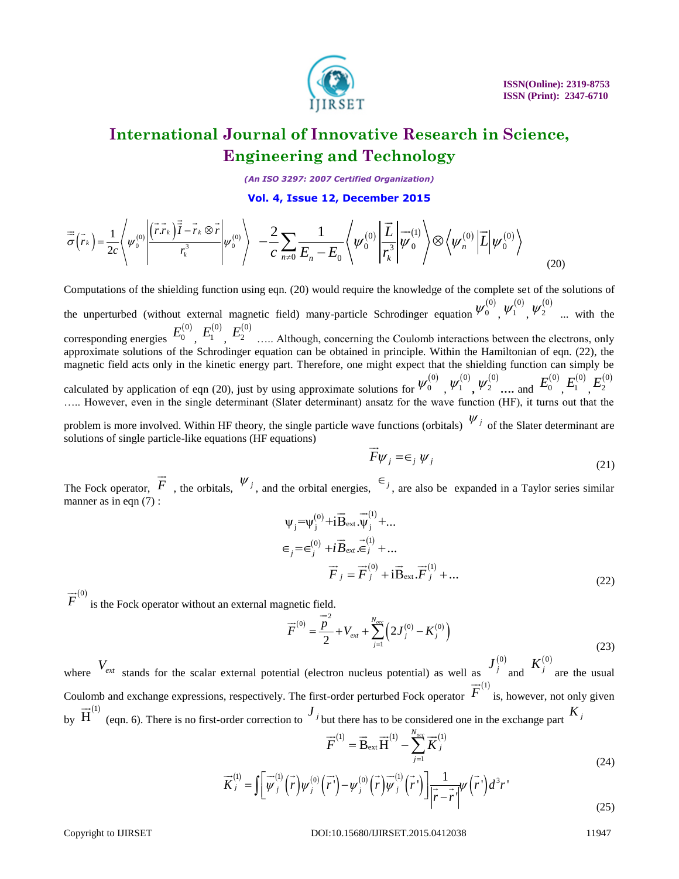$$\vec{\vec{\sigma}}\left(\vec{r}_k\right)=\frac{1}{2c}\left\langle \psi_0^{(0)}\left|\frac{\left(\vec{r}.\vec{r}_k\right)\vec{\vec{I}}-\vec{r}_k\otimes\vec{r}}{r_k^3}\right|\psi_0^{(0)}\right\rangle \; -\frac{2}{c}\sum_{n\neq 0}\frac{1}{E_n-E_0}\left\langle \psi_0^{(0)}\left|\frac{\vec{L}}{r_k^3}\right|\vec{\psi}_0^{(1)}\right\rangle \otimes\left\langle \psi_n^{(0)}\left|\vec{L}\right|\psi_0^{(0)}\right\rangle \tag{20}$$

Computations of the shielding function using eqn. (20) would require the knowledge of the complete set of the solutions of the unperturbed (without external magnetic field) many-particle Schrodinger equation $\psi_0^{(0)}$, $\psi_1^{(0)}$, $\psi_2^{(0)}$ ... with the corresponding energies $E_0^{(0)}$, $E_1^{(0)}$, $E_2^{(0)}$ ….. Although, concerning the Coulomb interactions between the electrons, only approximate solutions of the Schrodinger equation can be obtained in principle. Within the Hamiltonian of eqn. (22), the magnetic field acts only in the kinetic energy part. Therefore, one might expect that the shielding function can simply be calculated by application of eqn (20), just by using approximate solutions for $\psi_0^{(0)}$, $\psi_1^{(0)}$, $\psi_2^{(0)}$.... and $E_0^{(0)}$, $E_1^{(0)}$, $E_2^{(0)}$ ….. However, even in the single determinant (Slater determinant) ansatz for the wave function (HF), it turns out that the problem is more involved. Within HF theory, the single particle wave functions (orbitals) $\psi_j$ of the Slater determinant are solutions of single particle-like equations (HF equations)

$$\vec{F}\psi_j=\in_j\psi_j \tag{21}$$

The Fock operator, $\vec{F}$ , the orbitals, $\psi_j$, and the orbital energies, $\in_j$, are also be expanded in a Taylor series similar manner as in eqn (7) :

$$\begin{aligned}\psi_j&=\psi_j^{(0)}+i\vec{B}_{ext}.\vec{\psi}_j^{(1)}+...\\ \in_j&=\in_j^{(0)}+i\vec{B}_{ext}.\vec{\in}_j^{(1)}+...\\ \vec{F}_j&=\vec{F}_j^{(0)}+i\vec{B}_{ext}.\vec{F}_j^{(1)}+...\end{aligned} \tag{22}$$

$\vec{F}^{(0)}$ is the Fock operator without an external magnetic field.

$$\vec{F}^{(0)}=\frac{\vec{p}^{\,2}}{2}+V_{ext}+\sum_{j=1}^{N_{occ}}\left(2J_j^{(0)}-K_j^{(0)}\right) \tag{23}$$

where $V_{ext}$ stands for the scalar external potential (electron nucleus potential) as well as $J_j^{(0)}$ and $K_j^{(0)}$ are the usual Coulomb and exchange expressions, respectively. The first-order perturbed Fock operator $\vec{F}^{(1)}$ is, however, not only given by $\vec{H}^{(1)}$ (eqn. 6). There is no first-order correction to $J_j$ but there has to be considered one in the exchange part $K_j$

$$\vec{F}^{(1)}=\vec{B}_{ext}\vec{H}^{(1)}-\sum_{j=1}^{N_{occ}}\vec{K}_j^{(1)} \tag{24}$$

$$\vec{K}_j^{(1)}=\int\left[\vec{\psi}_j^{(1)}\left(\vec{r}\right)\psi_j^{(0)}\left(\vec{r}\,'\right)-\psi_j^{(0)}\left(\vec{r}\right)\vec{\psi}_j^{(1)}\left(\vec{r}\,'\right)\right]\frac{1}{\left|\vec{r}-\vec{r}\,'\right|}\psi\left(\vec{r}\,'\right)d^3r' \tag{25}$$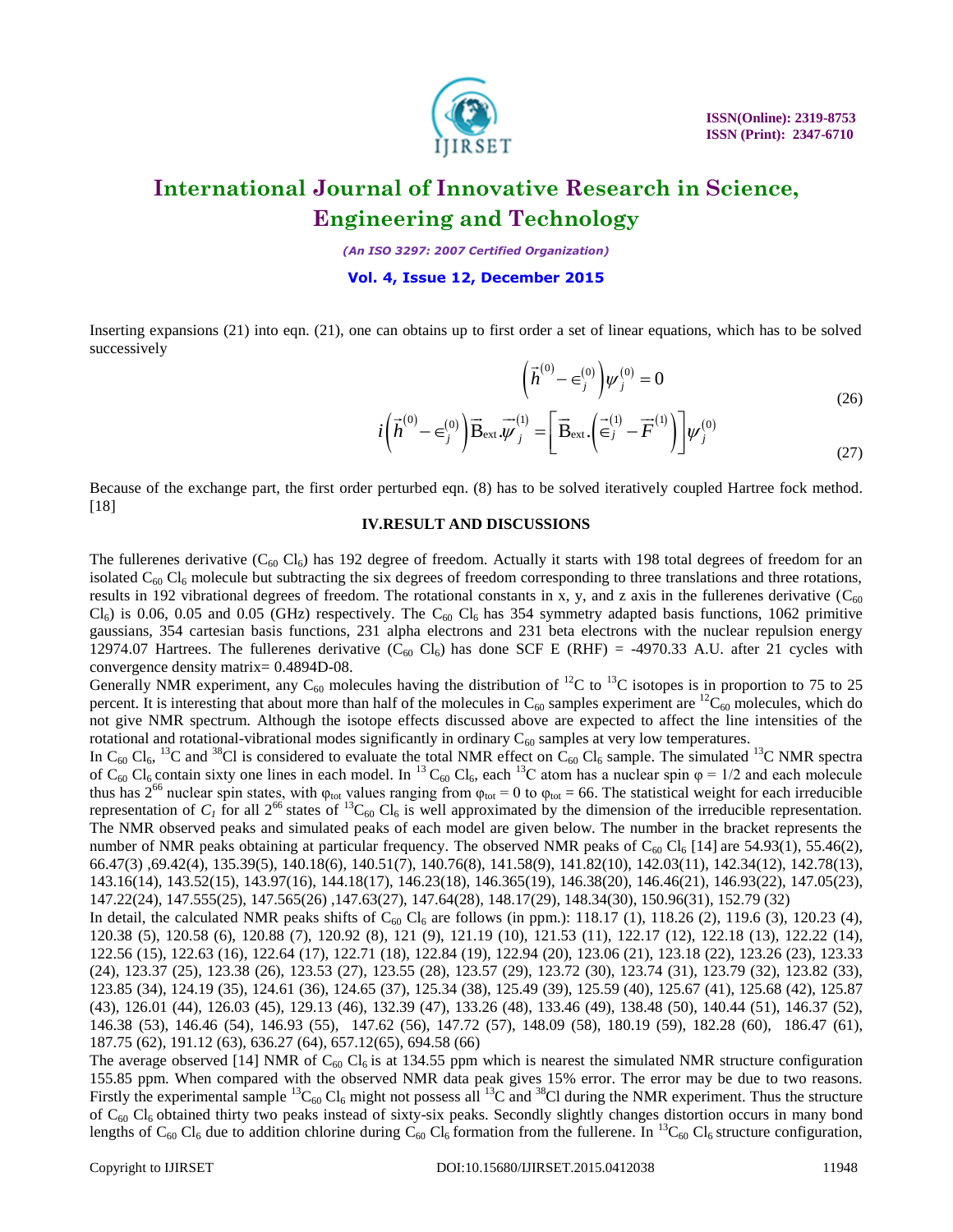Inserting expansions (21) into eqn. (21), one can obtains up to first order a set of linear equations, which has to be solved successively

$$\left(\vec{h}^{(0)} - \in_j^{(0)}\right)\psi_j^{(0)} = 0 \tag{26}$$

$$i\left(\vec{h}^{(0)} - \in_j^{(0)}\right)\vec{\mathrm{B}}_{\mathrm{ext}}.\vec{\psi}_j^{(1)} = \left[\vec{\mathrm{B}}_{\mathrm{ext}}.\left(\vec{\in}_j^{(1)} - \vec{F}^{(1)}\right)\right]\psi_j^{(0)} \tag{27}$$

Because of the exchange part, the first order perturbed eqn. (8) has to be solved iteratively coupled Hartree fock method. [18]

## IV.RESULT AND DISCUSSIONS

The fullerenes derivative ($C_{60}$ $Cl_6$) has 192 degree of freedom. Actually it starts with 198 total degrees of freedom for an isolated $C_{60}$ $Cl_6$ molecule but subtracting the six degrees of freedom corresponding to three translations and three rotations, results in 192 vibrational degrees of freedom. The rotational constants in x, y, and z axis in the fullerenes derivative ($C_{60}$ $Cl_6$) is 0.06, 0.05 and 0.05 (GHz) respectively. The $C_{60}$ $Cl_6$ has 354 symmetry adapted basis functions, 1062 primitive gaussians, 354 cartesian basis functions, 231 alpha electrons and 231 beta electrons with the nuclear repulsion energy 12974.07 Hartrees. The fullerenes derivative ($C_{60}$ $Cl_6$) has done SCF E (RHF) = -4970.33 A.U. after 21 cycles with convergence density matrix= 0.4894D-08.

Generally NMR experiment, any $C_{60}$ molecules having the distribution of $^{12}C$ to $^{13}C$ isotopes is in proportion to 75 to 25 percent. It is interesting that about more than half of the molecules in $C_{60}$ samples experiment are $^{12}C_{60}$ molecules, which do not give NMR spectrum. Although the isotope effects discussed above are expected to affect the line intensities of the rotational and rotational-vibrational modes significantly in ordinary $C_{60}$ samples at very low temperatures.

In $C_{60}$ $Cl_6$, $^{13}C$ and $^{38}Cl$ is considered to evaluate the total NMR effect on $C_{60}$ $Cl_6$ sample. The simulated $^{13}C$ NMR spectra of $C_{60}$ $Cl_6$ contain sixty one lines in each model. In $^{13}C_{60}$ $Cl_6$, each $^{13}C$ atom has a nuclear spin $\varphi = 1/2$ and each molecule thus has $2^{66}$ nuclear spin states, with $\varphi_{tot}$ values ranging from $\varphi_{tot} = 0$ to $\varphi_{tot} = 66$. The statistical weight for each irreducible representation of $C_1$ for all $2^{66}$ states of $^{13}C_{60}$ $Cl_6$ is well approximated by the dimension of the irreducible representation. The NMR observed peaks and simulated peaks of each model are given below. The number in the bracket represents the number of NMR peaks obtaining at particular frequency. The observed NMR peaks of $C_{60}$ $Cl_6$ [14] are 54.93(1), 55.46(2), 66.47(3) ,69.42(4), 135.39(5), 140.18(6), 140.51(7), 140.76(8), 141.58(9), 141.82(10), 142.03(11), 142.34(12), 142.78(13), 143.16(14), 143.52(15), 143.97(16), 144.18(17), 146.23(18), 146.365(19), 146.38(20), 146.46(21), 146.93(22), 147.05(23), 147.22(24), 147.555(25), 147.565(26) ,147.63(27), 147.64(28), 148.17(29), 148.34(30), 150.96(31), 152.79 (32)

In detail, the calculated NMR peaks shifts of $C_{60}$ $Cl_6$ are follows (in ppm.): 118.17 (1), 118.26 (2), 119.6 (3), 120.23 (4), 120.38 (5), 120.58 (6), 120.88 (7), 120.92 (8), 121 (9), 121.19 (10), 121.53 (11), 122.17 (12), 122.18 (13), 122.22 (14), 122.56 (15), 122.63 (16), 122.64 (17), 122.71 (18), 122.84 (19), 122.94 (20), 123.06 (21), 123.18 (22), 123.26 (23), 123.33 (24), 123.37 (25), 123.38 (26), 123.53 (27), 123.55 (28), 123.57 (29), 123.72 (30), 123.74 (31), 123.79 (32), 123.82 (33), 123.85 (34), 124.19 (35), 124.61 (36), 124.65 (37), 125.34 (38), 125.49 (39), 125.59 (40), 125.67 (41), 125.68 (42), 125.87 (43), 126.01 (44), 126.03 (45), 129.13 (46), 132.39 (47), 133.26 (48), 133.46 (49), 138.48 (50), 140.44 (51), 146.37 (52), 146.38 (53), 146.46 (54), 146.93 (55), 147.62 (56), 147.72 (57), 148.09 (58), 180.19 (59), 182.28 (60), 186.47 (61), 187.75 (62), 191.12 (63), 636.27 (64), 657.12(65), 694.58 (66)

The average observed [14] NMR of $C_{60}$ $Cl_6$ is at 134.55 ppm which is nearest the simulated NMR structure configuration 155.85 ppm. When compared with the observed NMR data peak gives 15% error. The error may be due to two reasons. Firstly the experimental sample $^{13}C_{60}$ $Cl_6$ might not possess all $^{13}C$ and $^{38}Cl$ during the NMR experiment. Thus the structure of $C_{60}$ $Cl_6$ obtained thirty two peaks instead of sixty-six peaks. Secondly slightly changes distortion occurs in many bond lengths of $C_{60}$ $Cl_6$ due to addition chlorine during $C_{60}$ $Cl_6$ formation from the fullerene. In $^{13}C_{60}$ $Cl_6$ structure configuration,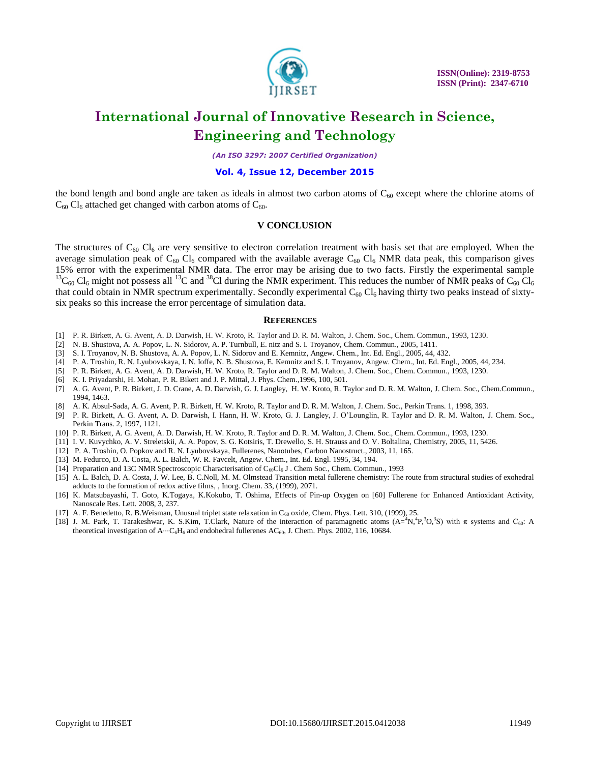the bond length and bond angle are taken as ideals in almost two carbon atoms of $C_{60}$ except where the chlorine atoms of $C_{60}$ $Cl_6$ attached get changed with carbon atoms of $C_{60}$.

## V CONCLUSION

The structures of $C_{60}$ $Cl_6$ are very sensitive to electron correlation treatment with basis set that are employed. When the average simulation peak of $C_{60}$ $Cl_6$ compared with the available average $C_{60}$ $Cl_6$ NMR data peak, this comparison gives 15% error with the experimental NMR data. The error may be arising due to two facts. Firstly the experimental sample $^{13}C_{60}$ $Cl_6$ might not possess all $^{13}C$ and $^{38}Cl$ during the NMR experiment. This reduces the number of NMR peaks of $C_{60}$ $Cl_6$ that could obtain in NMR spectrum experimentally. Secondly experimental $C_{60}$ $Cl_6$ having thirty two peaks instead of sixty-six peaks so this increase the error percentage of simulation data.

## REFERENCES

[1] P. R. Birkett, A. G. Avent, A. D. Darwish, H. W. Kroto, R. Taylor and D. R. M. Walton, J. Chem. Soc., Chem. Commun., 1993, 1230.
[2] N. B. Shustova, A. A. Popov, L. N. Sidorov, A. P. Turnbull, E. nitz and S. I. Troyanov, Chem. Commun., 2005, 1411.
[3] S. I. Troyanov, N. B. Shustova, A. A. Popov, L. N. Sidorov and E. Kemnitz, Angew. Chem., Int. Ed. Engl., 2005, 44, 432.
[4] P. A. Troshin, R. N. Lyubovskaya, I. N. Ioffe, N. B. Shustova, E. Kemnitz and S. I. Troyanov, Angew. Chem., Int. Ed. Engl., 2005, 44, 234.
[5] P. R. Birkett, A. G. Avent, A. D. Darwish, H. W. Kroto, R. Taylor and D. R. M. Walton, J. Chem. Soc., Chem. Commun., 1993, 1230.
[6] K. I. Priyadarshi, H. Mohan, P. R. Bikett and J. P. Mittal, J. Phys. Chem.,1996, 100, 501.
[7] A. G. Avent, P. R. Birkett, J. D. Crane, A. D. Darwish, G. J. Langley, H. W. Kroto, R. Taylor and D. R. M. Walton, J. Chem. Soc., Chem.Commun., 1994, 1463.
[8] A. K. Absul-Sada, A. G. Avent, P. R. Birkett, H. W. Kroto, R. Taylor and D. R. M. Walton, J. Chem. Soc., Perkin Trans. 1, 1998, 393.
[9] P. R. Birkett, A. G. Avent, A. D. Darwish, I. Hann, H. W. Kroto, G. J. Langley, J. O'Lounglin, R. Taylor and D. R. M. Walton, J. Chem. Soc., Perkin Trans. 2, 1997, 1121.
[10] P. R. Birkett, A. G. Avent, A. D. Darwish, H. W. Kroto, R. Taylor and D. R. M. Walton, J. Chem. Soc., Chem. Commun., 1993, 1230.
[11] I. V. Kuvychko, A. V. Streletskii, A. A. Popov, S. G. Kotsiris, T. Drewello, S. H. Strauss and O. V. Boltalina, Chemistry, 2005, 11, 5426.
[12] P. A. Troshin, O. Popkov and R. N. Lyubovskaya, Fullerenes, Nanotubes, Carbon Nanostruct., 2003, 11, 165.
[13] M. Fedurco, D. A. Costa, A. L. Balch, W. R. Favcelt, Angew. Chem., Int. Ed. Engl. 1995, 34, 194.
[14] Preparation and 13C NMR Spectroscopic Characterisation of $C_{60}Cl_6$ J . Chem Soc., Chem. Commun., 1993
[15] A. L. Balch, D. A. Costa, J. W. Lee, B. C.Noll, M. M. Olmstead Transition metal fullerene chemistry: The route from structural studies of exohedral adducts to the formation of redox active films, , Inorg. Chem. 33, (1999), 2071.
[16] K. Matsubayashi, T. Goto, K.Togaya, K.Kokubo, T. Oshima, Effects of Pin-up Oxygen on [60] Fullerene for Enhanced Antioxidant Activity, Nanoscale Res. Lett. 2008, 3, 237.
[17] A. F. Benedetto, R. B.Weisman, Unusual triplet state relaxation in $C_{60}$ oxide, Chem. Phys. Lett. 310, (1999), 25.
[18] J. M. Park, T. Tarakeshwar, K. S.Kim, T.Clark, Nature of the interaction of paramagnetic atoms ($A={}^4N, {}^4P, {}^3O, {}^3S$) with $\pi$ systems and $C_{60}$: A theoretical investigation of $A\cdots C_6H_6$ and endohedral fullerenes $AC_{60}$, J. Chem. Phys. 2002, 116, 10684.